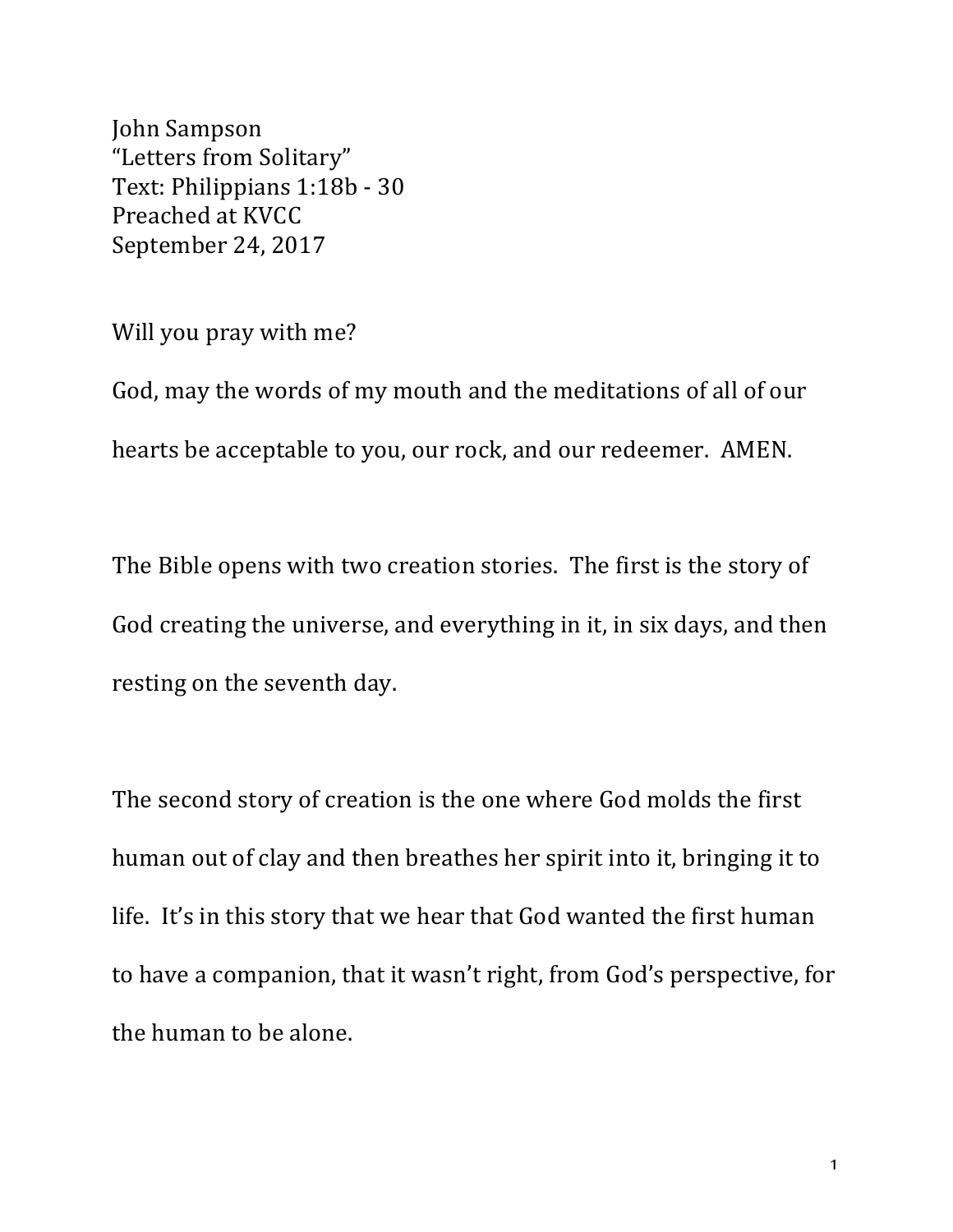John Sampson
"Letters from Solitary"
Text: Philippians 1:18b - 30
Preached at KVCC
September 24, 2017

Will you pray with me?

God, may the words of my mouth and the meditations of all of our hearts be acceptable to you, our rock, and our redeemer. AMEN.

The Bible opens with two creation stories. The first is the story of God creating the universe, and everything in it, in six days, and then resting on the seventh day.

The second story of creation is the one where God molds the first human out of clay and then breathes her spirit into it, bringing it to life. It's in this story that we hear that God wanted the first human to have a companion, that it wasn't right, from God's perspective, for the human to be alone.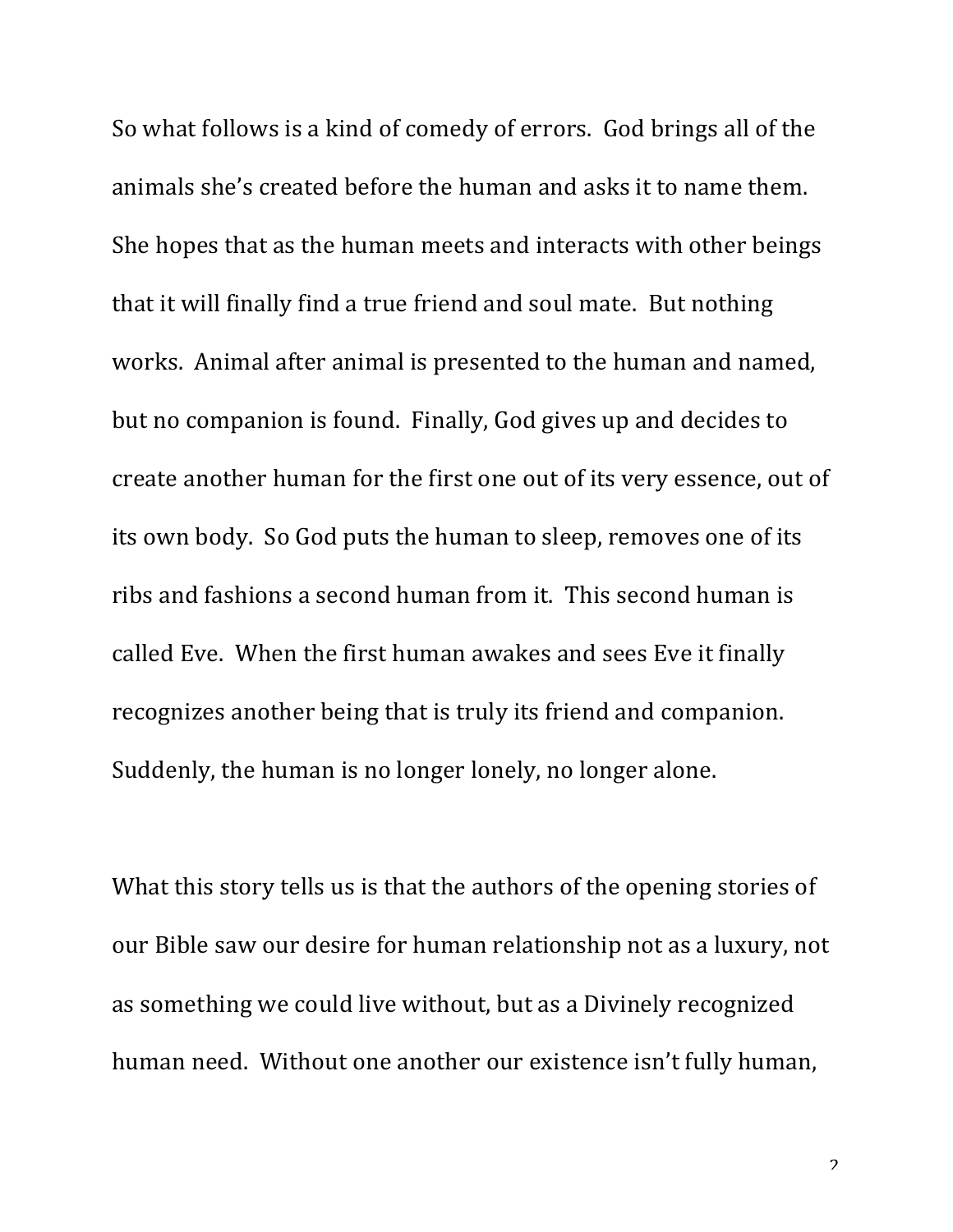So what follows is a kind of comedy of errors. God brings all of the animals she's created before the human and asks it to name them. She hopes that as the human meets and interacts with other beings that it will finally find a true friend and soul mate. But nothing works. Animal after animal is presented to the human and named, but no companion is found. Finally, God gives up and decides to create another human for the first one out of its very essence, out of its own body. So God puts the human to sleep, removes one of its ribs and fashions a second human from it. This second human is called Eve. When the first human awakes and sees Eve it finally recognizes another being that is truly its friend and companion. Suddenly, the human is no longer lonely, no longer alone.

What this story tells us is that the authors of the opening stories of our Bible saw our desire for human relationship not as a luxury, not as something we could live without, but as a Divinely recognized human need. Without one another our existence isn't fully human,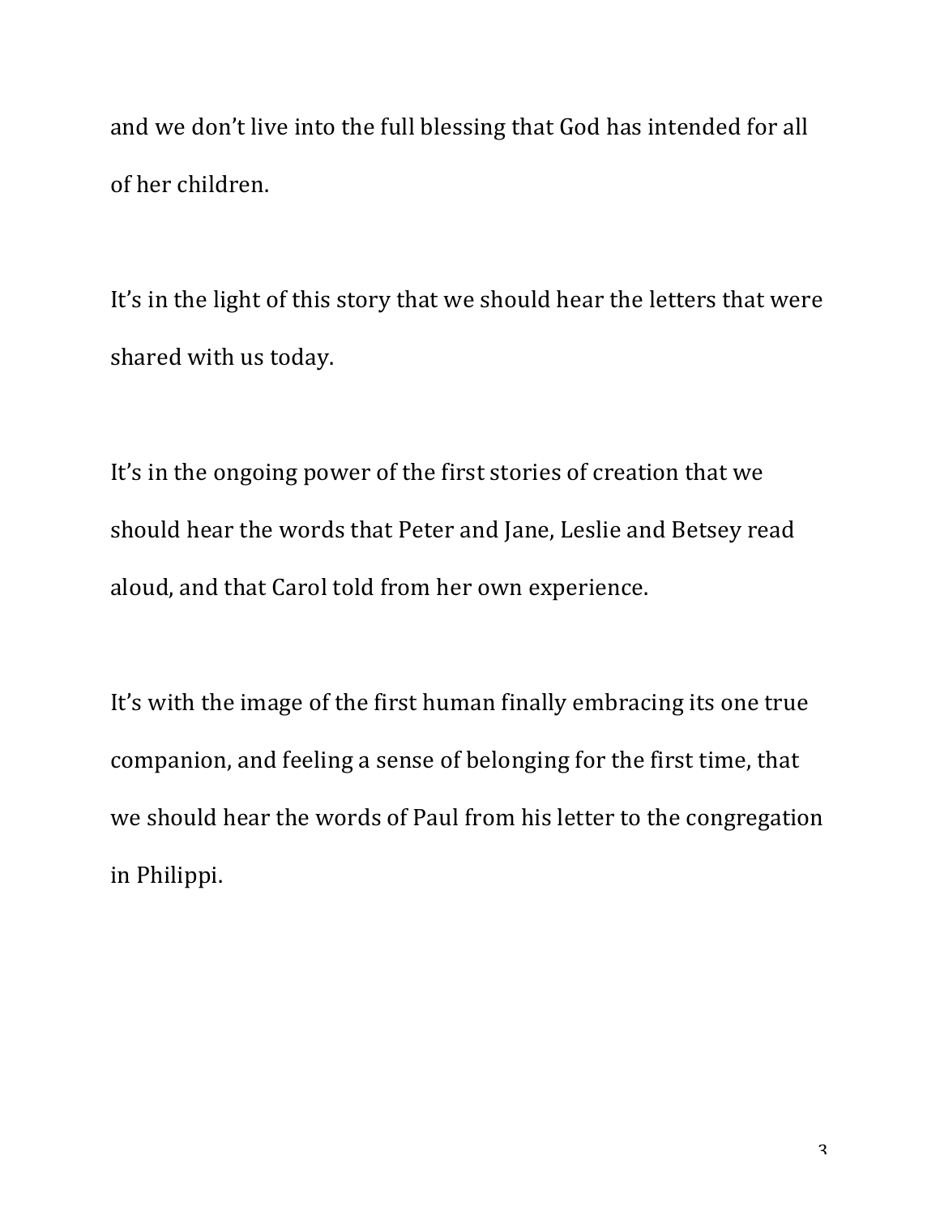and we don't live into the full blessing that God has intended for all of her children.

It's in the light of this story that we should hear the letters that were shared with us today.

It's in the ongoing power of the first stories of creation that we should hear the words that Peter and Jane, Leslie and Betsey read aloud, and that Carol told from her own experience.

It's with the image of the first human finally embracing its one true companion, and feeling a sense of belonging for the first time, that we should hear the words of Paul from his letter to the congregation in Philippi.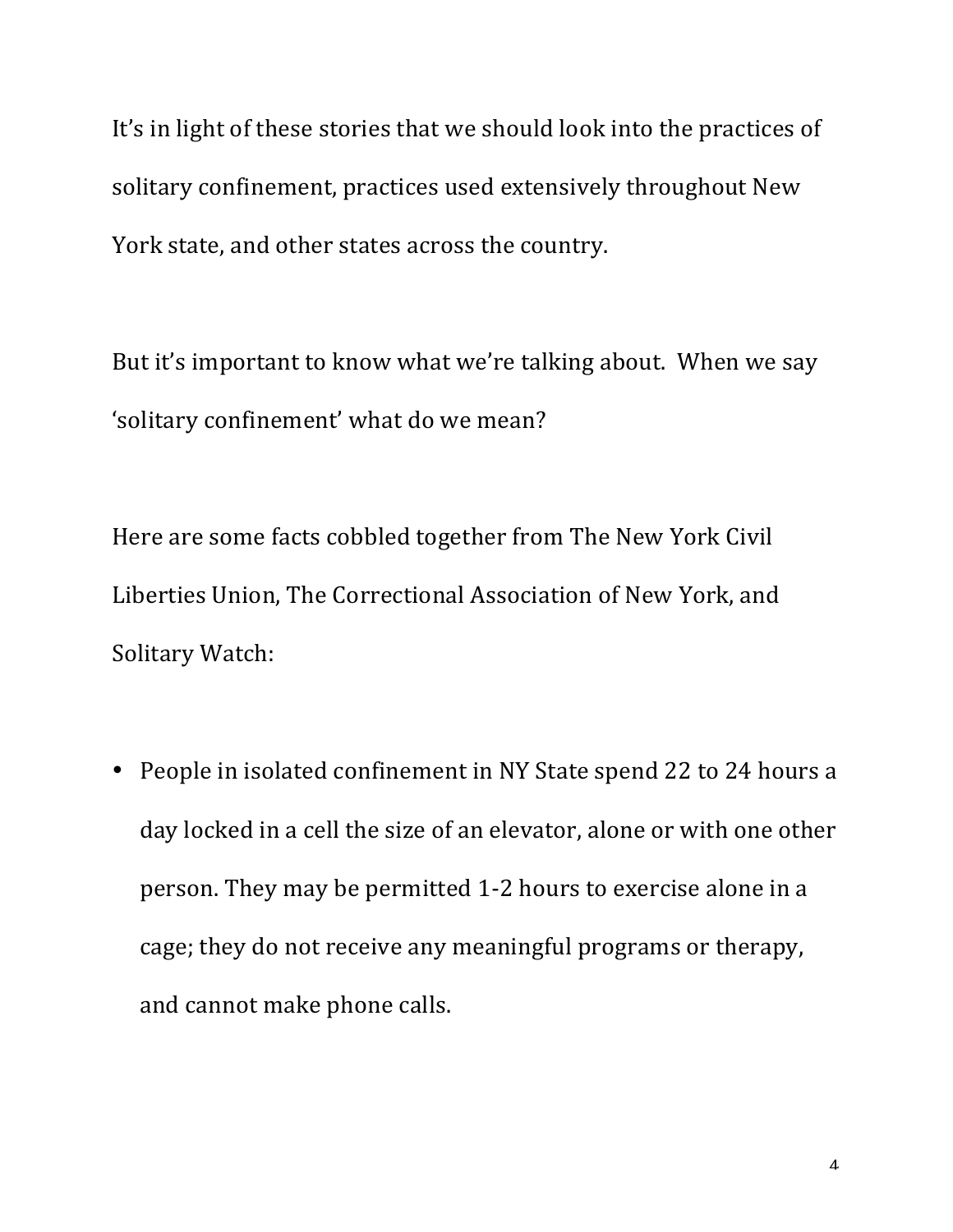It's in light of these stories that we should look into the practices of solitary confinement, practices used extensively throughout New York state, and other states across the country.

But it's important to know what we're talking about. When we say 'solitary confinement' what do we mean?

Here are some facts cobbled together from The New York Civil Liberties Union, The Correctional Association of New York, and Solitary Watch:

- People in isolated confinement in NY State spend 22 to 24 hours a day locked in a cell the size of an elevator, alone or with one other person. They may be permitted 1-2 hours to exercise alone in a cage; they do not receive any meaningful programs or therapy, and cannot make phone calls.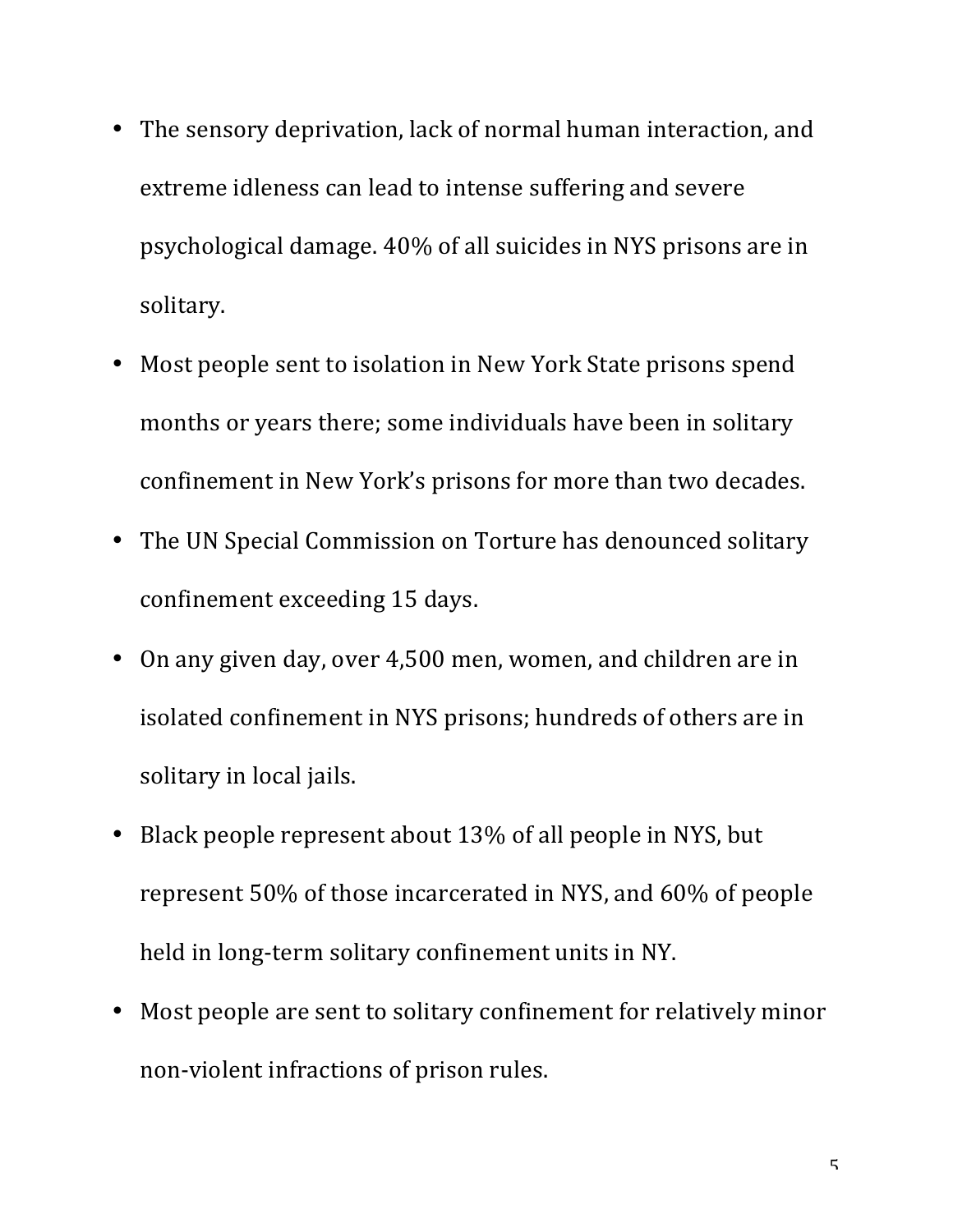- The sensory deprivation, lack of normal human interaction, and extreme idleness can lead to intense suffering and severe psychological damage. 40% of all suicides in NYS prisons are in solitary.
- Most people sent to isolation in New York State prisons spend months or years there; some individuals have been in solitary confinement in New York's prisons for more than two decades.
- The UN Special Commission on Torture has denounced solitary confinement exceeding 15 days.
- On any given day, over 4,500 men, women, and children are in isolated confinement in NYS prisons; hundreds of others are in solitary in local jails.
- Black people represent about 13% of all people in NYS, but represent 50% of those incarcerated in NYS, and 60% of people held in long-term solitary confinement units in NY.
- Most people are sent to solitary confinement for relatively minor non-violent infractions of prison rules.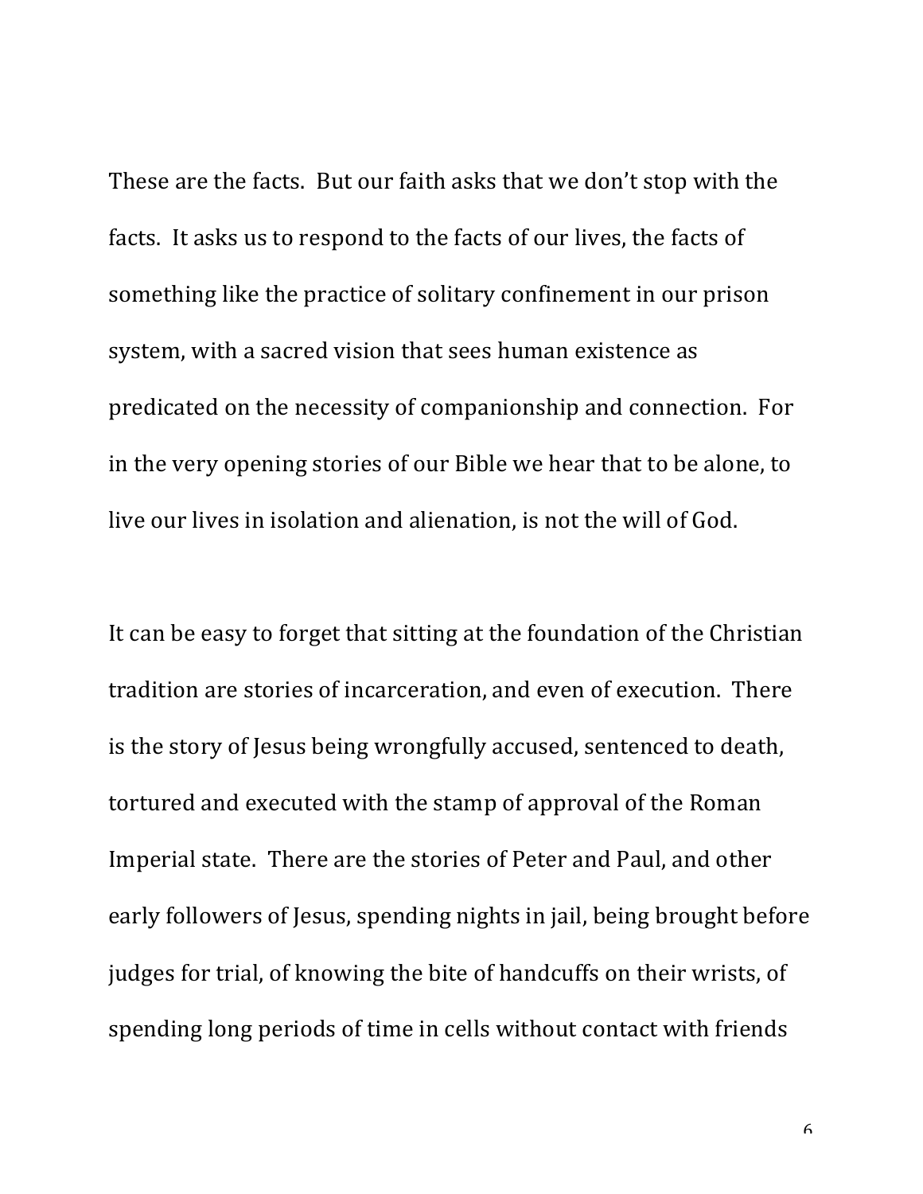These are the facts. But our faith asks that we don't stop with the facts. It asks us to respond to the facts of our lives, the facts of something like the practice of solitary confinement in our prison system, with a sacred vision that sees human existence as predicated on the necessity of companionship and connection. For in the very opening stories of our Bible we hear that to be alone, to live our lives in isolation and alienation, is not the will of God.

It can be easy to forget that sitting at the foundation of the Christian tradition are stories of incarceration, and even of execution. There is the story of Jesus being wrongfully accused, sentenced to death, tortured and executed with the stamp of approval of the Roman Imperial state. There are the stories of Peter and Paul, and other early followers of Jesus, spending nights in jail, being brought before judges for trial, of knowing the bite of handcuffs on their wrists, of spending long periods of time in cells without contact with friends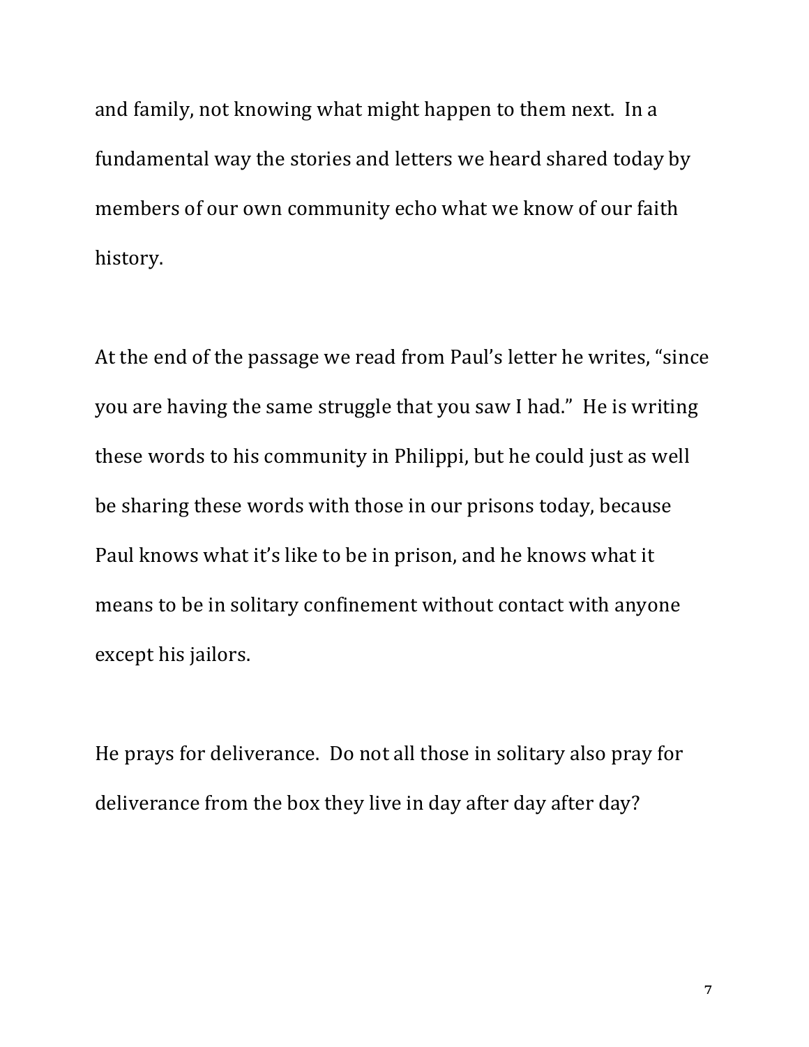and family, not knowing what might happen to them next. In a fundamental way the stories and letters we heard shared today by members of our own community echo what we know of our faith history.

At the end of the passage we read from Paul's letter he writes, "since you are having the same struggle that you saw I had." He is writing these words to his community in Philippi, but he could just as well be sharing these words with those in our prisons today, because Paul knows what it's like to be in prison, and he knows what it means to be in solitary confinement without contact with anyone except his jailors.

He prays for deliverance. Do not all those in solitary also pray for deliverance from the box they live in day after day after day?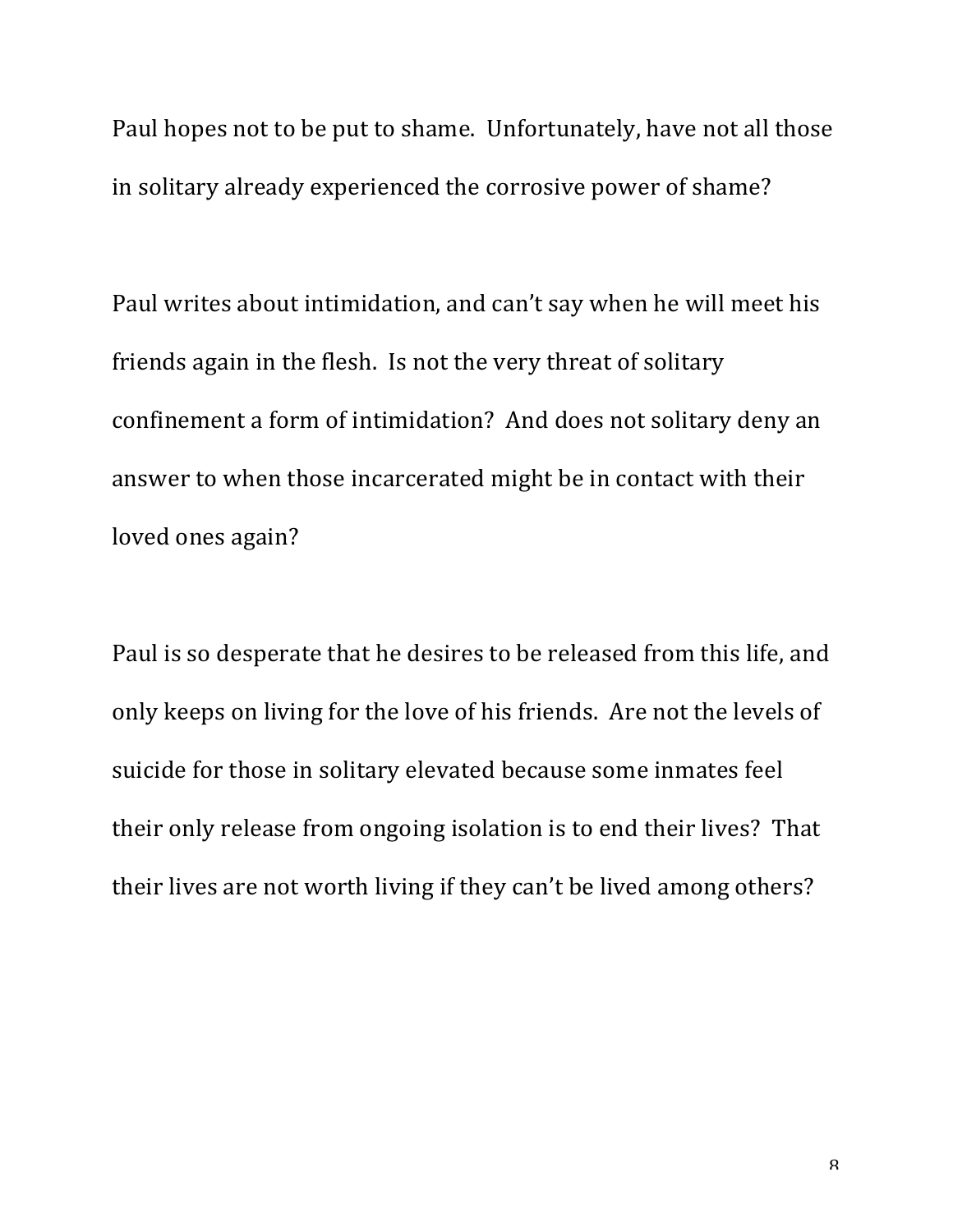Paul hopes not to be put to shame. Unfortunately, have not all those in solitary already experienced the corrosive power of shame?

Paul writes about intimidation, and can't say when he will meet his friends again in the flesh. Is not the very threat of solitary confinement a form of intimidation? And does not solitary deny an answer to when those incarcerated might be in contact with their loved ones again?

Paul is so desperate that he desires to be released from this life, and only keeps on living for the love of his friends. Are not the levels of suicide for those in solitary elevated because some inmates feel their only release from ongoing isolation is to end their lives? That their lives are not worth living if they can't be lived among others?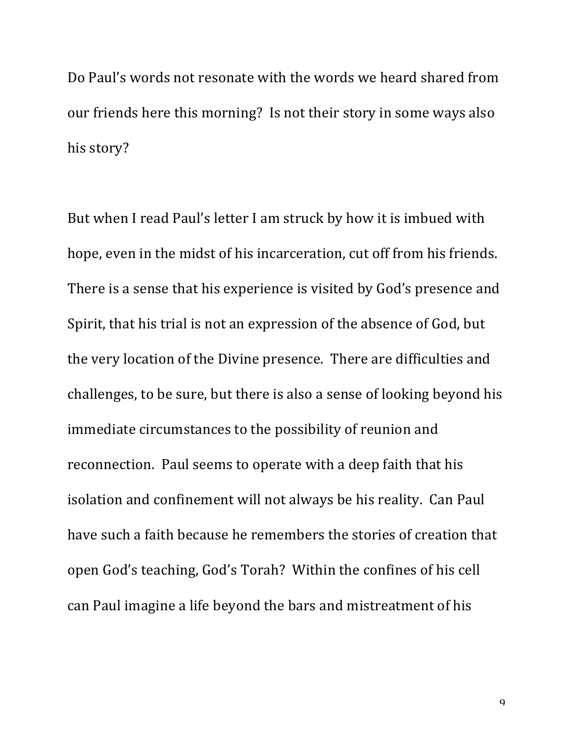Do Paul's words not resonate with the words we heard shared from our friends here this morning? Is not their story in some ways also his story?

But when I read Paul's letter I am struck by how it is imbued with hope, even in the midst of his incarceration, cut off from his friends. There is a sense that his experience is visited by God's presence and Spirit, that his trial is not an expression of the absence of God, but the very location of the Divine presence. There are difficulties and challenges, to be sure, but there is also a sense of looking beyond his immediate circumstances to the possibility of reunion and reconnection. Paul seems to operate with a deep faith that his isolation and confinement will not always be his reality. Can Paul have such a faith because he remembers the stories of creation that open God's teaching, God's Torah? Within the confines of his cell can Paul imagine a life beyond the bars and mistreatment of his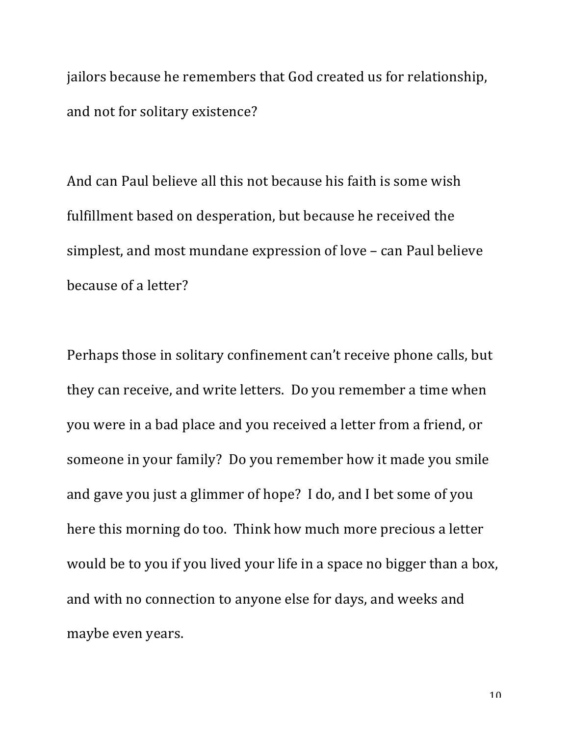jailors because he remembers that God created us for relationship, and not for solitary existence?

And can Paul believe all this not because his faith is some wish fulfillment based on desperation, but because he received the simplest, and most mundane expression of love – can Paul believe because of a letter?

Perhaps those in solitary confinement can't receive phone calls, but they can receive, and write letters. Do you remember a time when you were in a bad place and you received a letter from a friend, or someone in your family? Do you remember how it made you smile and gave you just a glimmer of hope? I do, and I bet some of you here this morning do too. Think how much more precious a letter would be to you if you lived your life in a space no bigger than a box, and with no connection to anyone else for days, and weeks and maybe even years.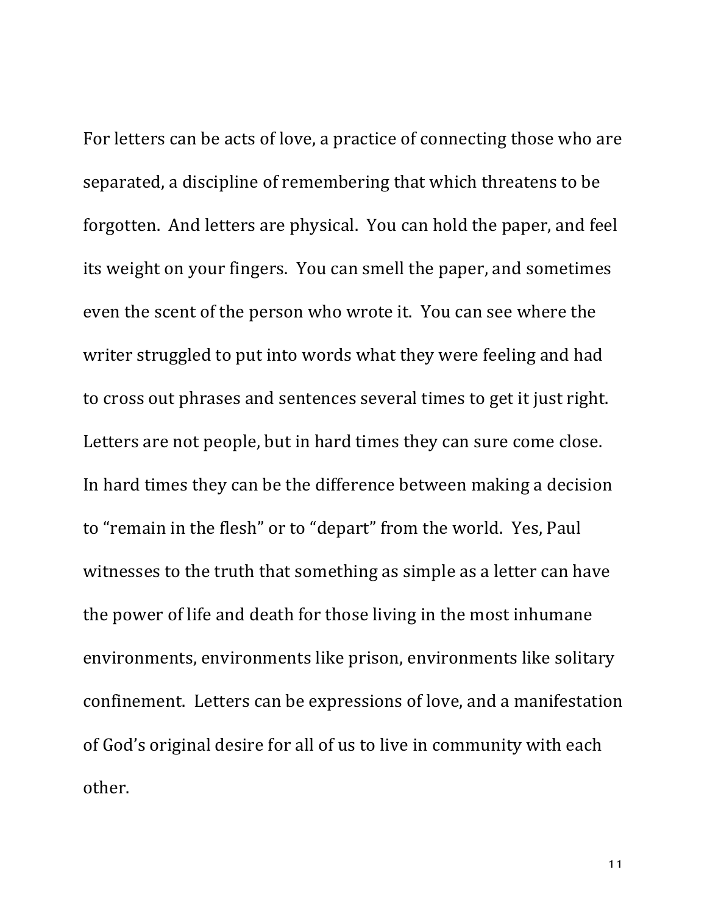For letters can be acts of love, a practice of connecting those who are separated, a discipline of remembering that which threatens to be forgotten. And letters are physical. You can hold the paper, and feel its weight on your fingers. You can smell the paper, and sometimes even the scent of the person who wrote it. You can see where the writer struggled to put into words what they were feeling and had to cross out phrases and sentences several times to get it just right. Letters are not people, but in hard times they can sure come close. In hard times they can be the difference between making a decision to "remain in the flesh" or to "depart" from the world. Yes, Paul witnesses to the truth that something as simple as a letter can have the power of life and death for those living in the most inhumane environments, environments like prison, environments like solitary confinement. Letters can be expressions of love, and a manifestation of God's original desire for all of us to live in community with each other.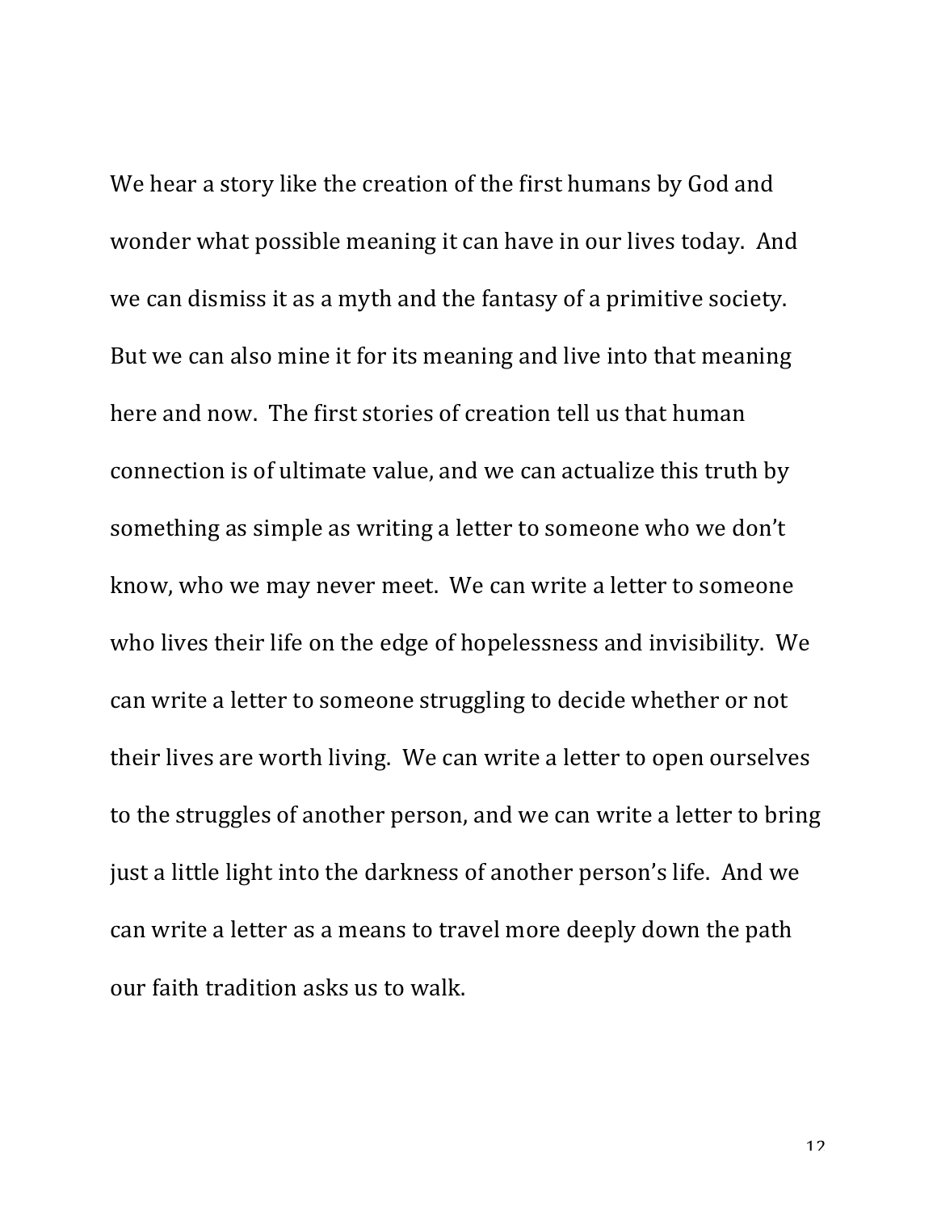We hear a story like the creation of the first humans by God and wonder what possible meaning it can have in our lives today. And we can dismiss it as a myth and the fantasy of a primitive society. But we can also mine it for its meaning and live into that meaning here and now. The first stories of creation tell us that human connection is of ultimate value, and we can actualize this truth by something as simple as writing a letter to someone who we don't know, who we may never meet. We can write a letter to someone who lives their life on the edge of hopelessness and invisibility. We can write a letter to someone struggling to decide whether or not their lives are worth living. We can write a letter to open ourselves to the struggles of another person, and we can write a letter to bring just a little light into the darkness of another person's life. And we can write a letter as a means to travel more deeply down the path our faith tradition asks us to walk.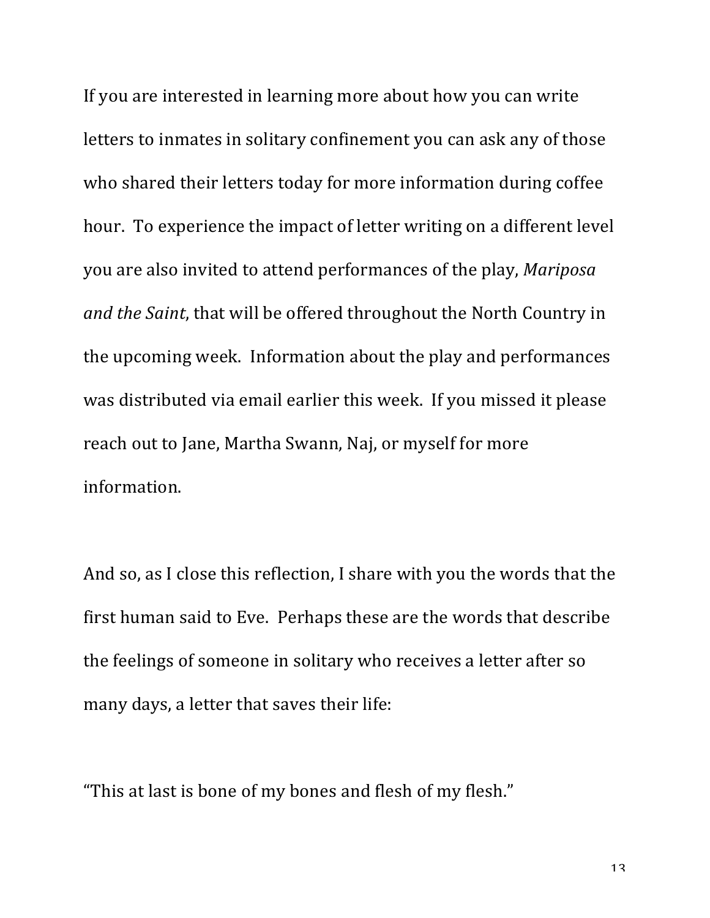If you are interested in learning more about how you can write letters to inmates in solitary confinement you can ask any of those who shared their letters today for more information during coffee hour. To experience the impact of letter writing on a different level you are also invited to attend performances of the play, *Mariposa and the Saint*, that will be offered throughout the North Country in the upcoming week. Information about the play and performances was distributed via email earlier this week. If you missed it please reach out to Jane, Martha Swann, Naj, or myself for more information.

And so, as I close this reflection, I share with you the words that the first human said to Eve. Perhaps these are the words that describe the feelings of someone in solitary who receives a letter after so many days, a letter that saves their life:

"This at last is bone of my bones and flesh of my flesh."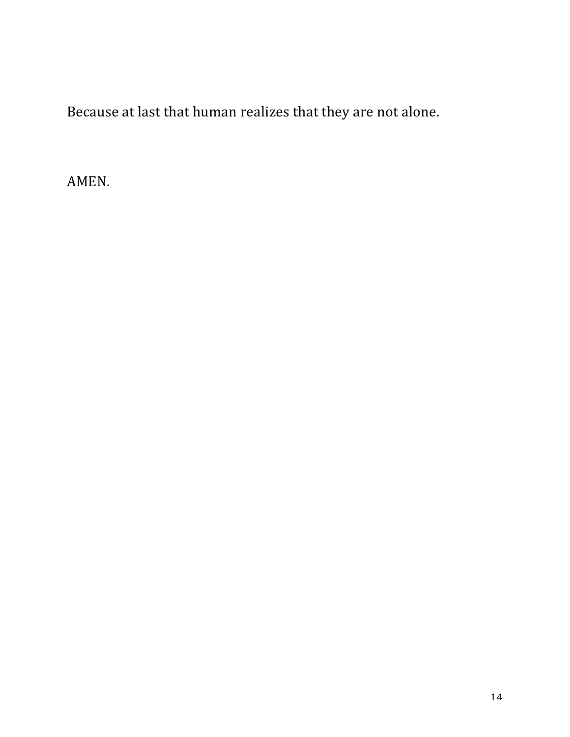Because at last that human realizes that they are not alone.

AMEN.